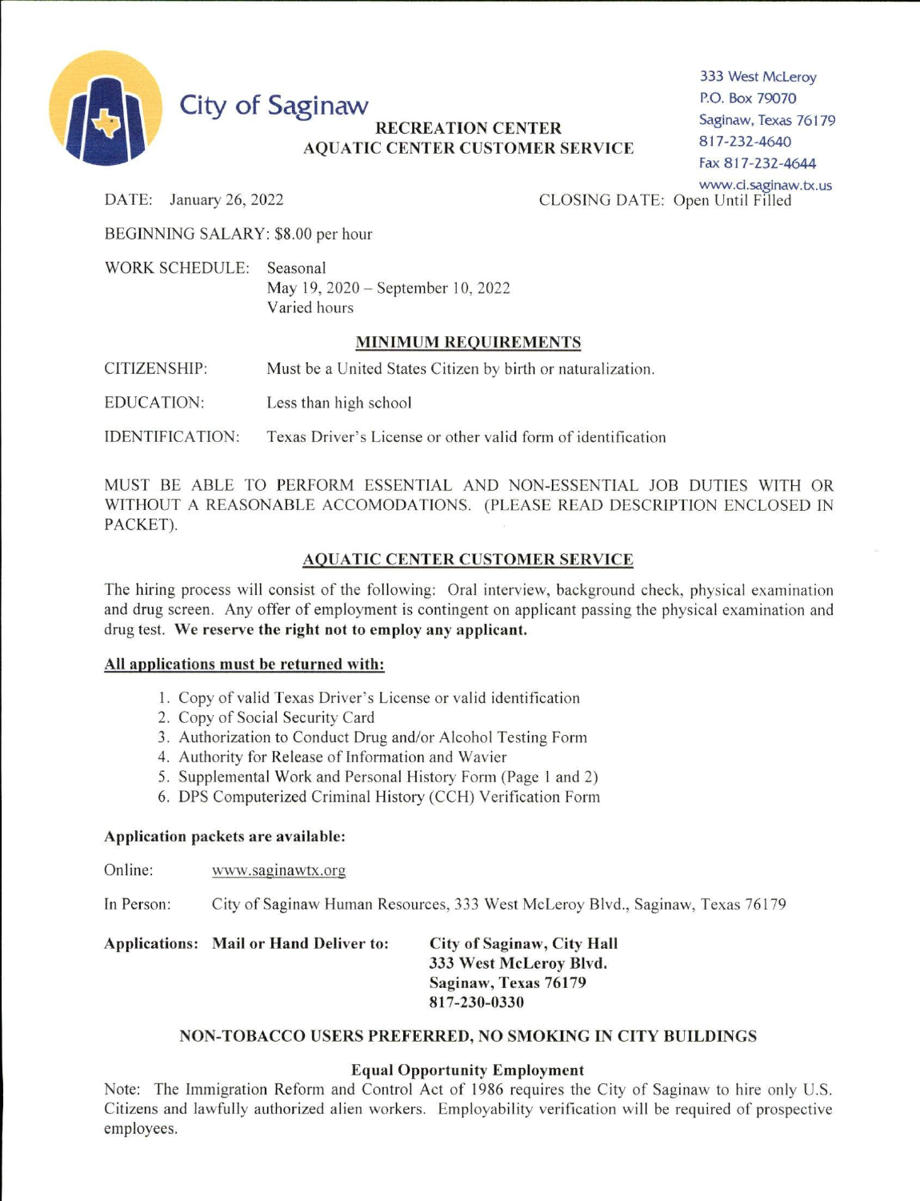# City of Saginaw

**RECREATION CENTER**
**AQUATIC CENTER CUSTOMER SERVICE**

333 West McLeroy
P.O. Box 79070
Saginaw, Texas 76179
817-232-4640
Fax 817-232-4644
www.ci.saginaw.tx.us

DATE: January 26, 2022

CLOSING DATE: Open Until Filled

BEGINNING SALARY: $8.00 per hour

WORK SCHEDULE: Seasonal
May 19, 2020 – September 10, 2022
Varied hours

## MINIMUM REQUIREMENTS

CITIZENSHIP: Must be a United States Citizen by birth or naturalization.

EDUCATION: Less than high school

IDENTIFICATION: Texas Driver's License or other valid form of identification

MUST BE ABLE TO PERFORM ESSENTIAL AND NON-ESSENTIAL JOB DUTIES WITH OR WITHOUT A REASONABLE ACCOMODATIONS. (PLEASE READ DESCRIPTION ENCLOSED IN PACKET).

## AQUATIC CENTER CUSTOMER SERVICE

The hiring process will consist of the following: Oral interview, background check, physical examination and drug screen. Any offer of employment is contingent on applicant passing the physical examination and drug test. **We reserve the right not to employ any applicant.**

**All applications must be returned with:**

1. Copy of valid Texas Driver's License or valid identification
2. Copy of Social Security Card
3. Authorization to Conduct Drug and/or Alcohol Testing Form
4. Authority for Release of Information and Wavier
5. Supplemental Work and Personal History Form (Page 1 and 2)
6. DPS Computerized Criminal History (CCH) Verification Form

**Application packets are available:**

Online: www.saginawtx.org

In Person: City of Saginaw Human Resources, 333 West McLeroy Blvd., Saginaw, Texas 76179

**Applications: Mail or Hand Deliver to:**

**City of Saginaw, City Hall**
**333 West McLeroy Blvd.**
**Saginaw, Texas 76179**
**817-230-0330**

**NON-TOBACCO USERS PREFERRED, NO SMOKING IN CITY BUILDINGS**

**Equal Opportunity Employment**

Note: The Immigration Reform and Control Act of 1986 requires the City of Saginaw to hire only U.S. Citizens and lawfully authorized alien workers. Employability verification will be required of prospective employees.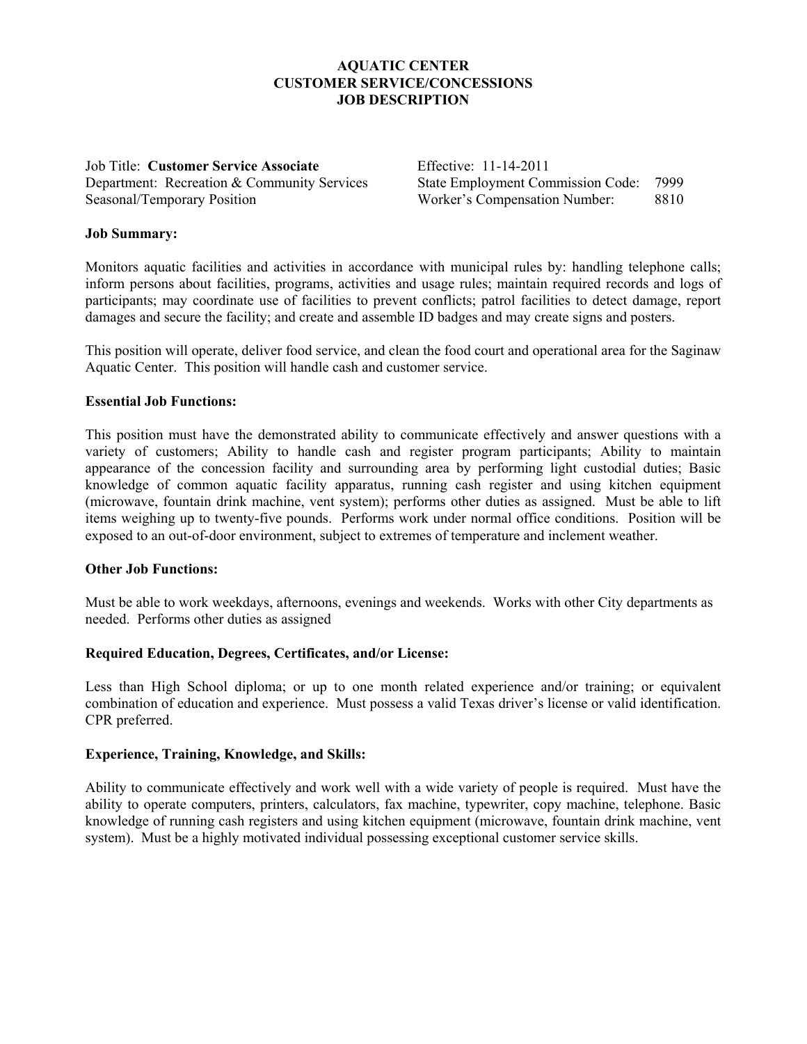**AQUATIC CENTER**
**CUSTOMER SERVICE/CONCESSIONS**
**JOB DESCRIPTION**

| | |
|---|---|
| Job Title: **Customer Service Associate** | Effective: 11-14-2011 |
| Department: Recreation & Community Services | State Employment Commission Code: 7999 |
| Seasonal/Temporary Position | Worker's Compensation Number: 8810 |

**Job Summary:**

Monitors aquatic facilities and activities in accordance with municipal rules by: handling telephone calls; inform persons about facilities, programs, activities and usage rules; maintain required records and logs of participants; may coordinate use of facilities to prevent conflicts; patrol facilities to detect damage, report damages and secure the facility; and create and assemble ID badges and may create signs and posters.

This position will operate, deliver food service, and clean the food court and operational area for the Saginaw Aquatic Center. This position will handle cash and customer service.

**Essential Job Functions:**

This position must have the demonstrated ability to communicate effectively and answer questions with a variety of customers; Ability to handle cash and register program participants; Ability to maintain appearance of the concession facility and surrounding area by performing light custodial duties; Basic knowledge of common aquatic facility apparatus, running cash register and using kitchen equipment (microwave, fountain drink machine, vent system); performs other duties as assigned. Must be able to lift items weighing up to twenty-five pounds. Performs work under normal office conditions. Position will be exposed to an out-of-door environment, subject to extremes of temperature and inclement weather.

**Other Job Functions:**

Must be able to work weekdays, afternoons, evenings and weekends. Works with other City departments as needed. Performs other duties as assigned

**Required Education, Degrees, Certificates, and/or License:**

Less than High School diploma; or up to one month related experience and/or training; or equivalent combination of education and experience. Must possess a valid Texas driver's license or valid identification. CPR preferred.

**Experience, Training, Knowledge, and Skills:**

Ability to communicate effectively and work well with a wide variety of people is required. Must have the ability to operate computers, printers, calculators, fax machine, typewriter, copy machine, telephone. Basic knowledge of running cash registers and using kitchen equipment (microwave, fountain drink machine, vent system). Must be a highly motivated individual possessing exceptional customer service skills.